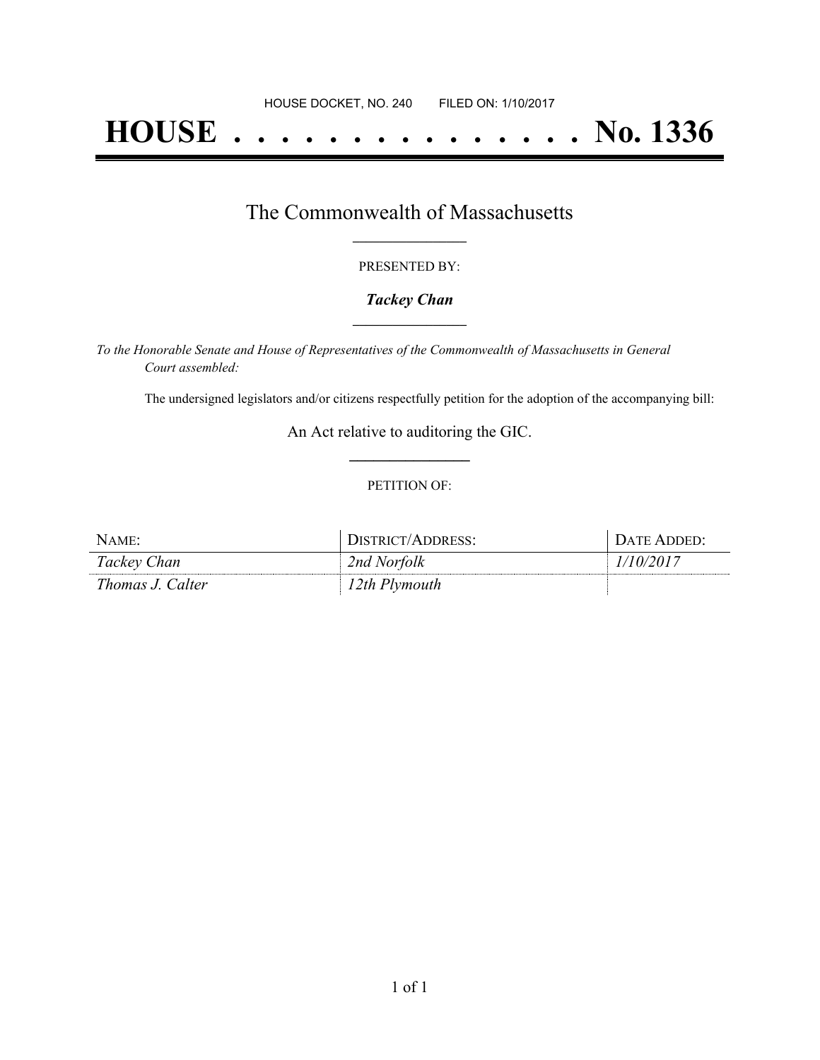HOUSE DOCKET, NO. 240 FILED ON: 1/10/2017

# HOUSE . . . . . . . . . . . . . . . No. 1336

## The Commonwealth of Massachusetts

PRESENTED BY:

***Tackey Chan***

*To the Honorable Senate and House of Representatives of the Commonwealth of Massachusetts in General Court assembled:*

The undersigned legislators and/or citizens respectfully petition for the adoption of the accompanying bill:

An Act relative to auditoring the GIC.

PETITION OF:

| NAME: | DISTRICT/ADDRESS: | DATE ADDED: |
|---|---|---|
| *Tackey Chan* | *2nd Norfolk* | *1/10/2017* |
| *Thomas J. Calter* | *12th Plymouth* | |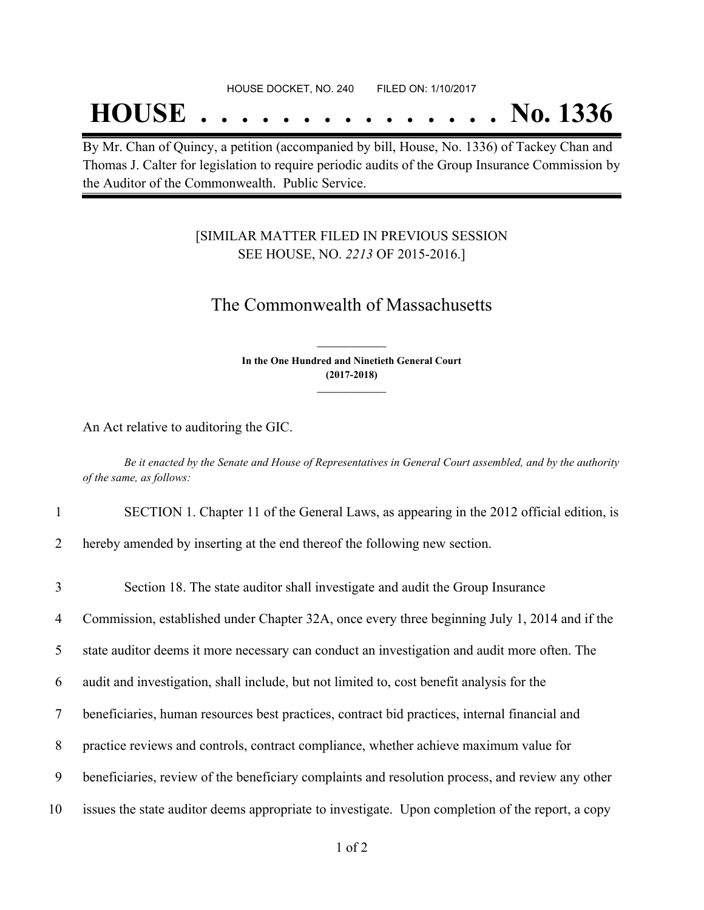HOUSE DOCKET, NO. 240 FILED ON: 1/10/2017

# HOUSE . . . . . . . . . . . . . . . No. 1336

By Mr. Chan of Quincy, a petition (accompanied by bill, House, No. 1336) of Tackey Chan and Thomas J. Calter for legislation to require periodic audits of the Group Insurance Commission by the Auditor of the Commonwealth. Public Service.

[SIMILAR MATTER FILED IN PREVIOUS SESSION SEE HOUSE, NO. *2213* OF 2015-2016.]

## The Commonwealth of Massachusetts

**In the One Hundred and Ninetieth General Court (2017-2018)**

An Act relative to auditoring the GIC.

*Be it enacted by the Senate and House of Representatives in General Court assembled, and by the authority of the same, as follows:*

1 SECTION 1. Chapter 11 of the General Laws, as appearing in the 2012 official edition, is
2 hereby amended by inserting at the end thereof the following new section.

3 Section 18. The state auditor shall investigate and audit the Group Insurance
4 Commission, established under Chapter 32A, once every three beginning July 1, 2014 and if the
5 state auditor deems it more necessary can conduct an investigation and audit more often. The
6 audit and investigation, shall include, but not limited to, cost benefit analysis for the
7 beneficiaries, human resources best practices, contract bid practices, internal financial and
8 practice reviews and controls, contract compliance, whether achieve maximum value for
9 beneficiaries, review of the beneficiary complaints and resolution process, and review any other
10 issues the state auditor deems appropriate to investigate. Upon completion of the report, a copy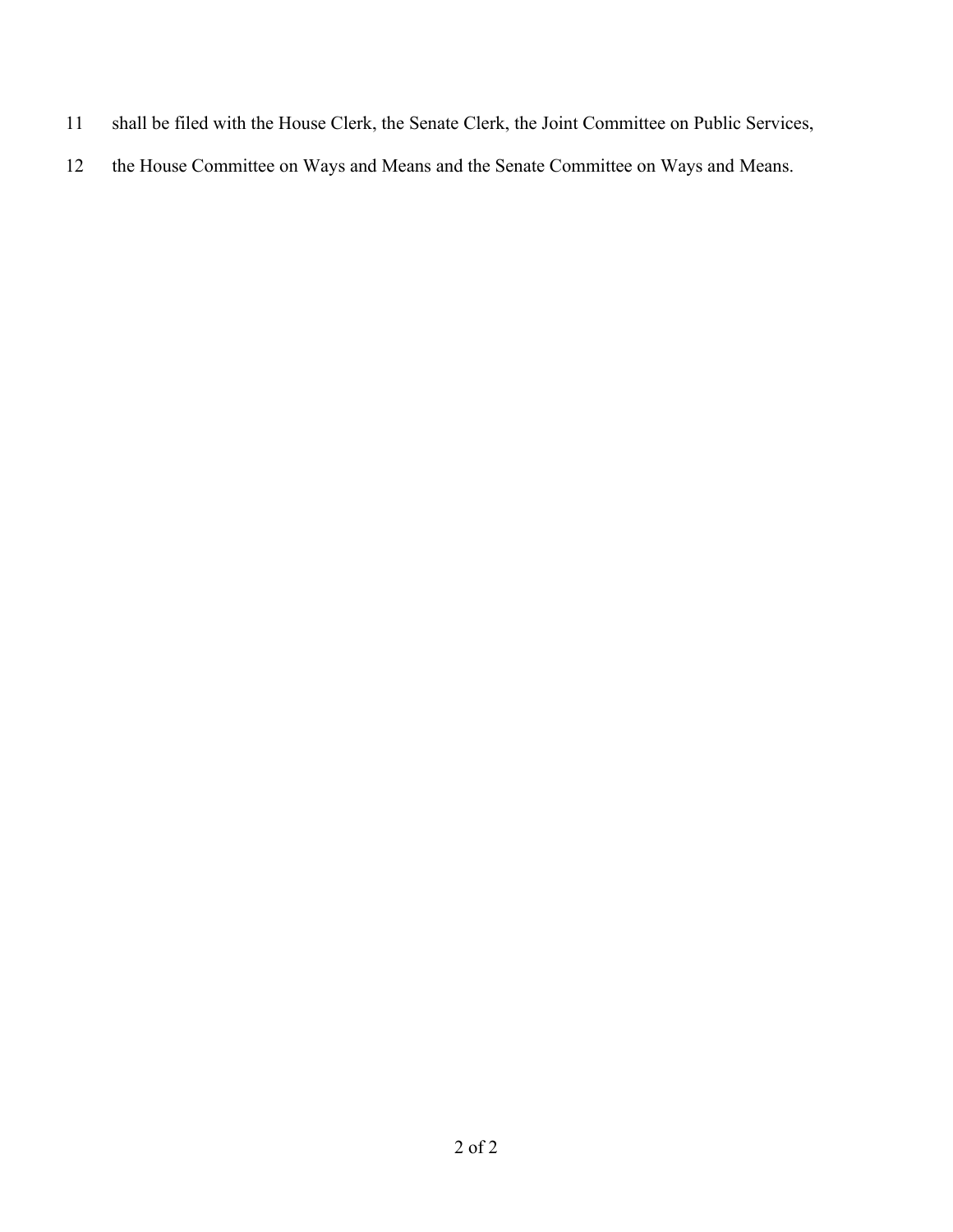11 shall be filed with the House Clerk, the Senate Clerk, the Joint Committee on Public Services,

12 the House Committee on Ways and Means and the Senate Committee on Ways and Means.